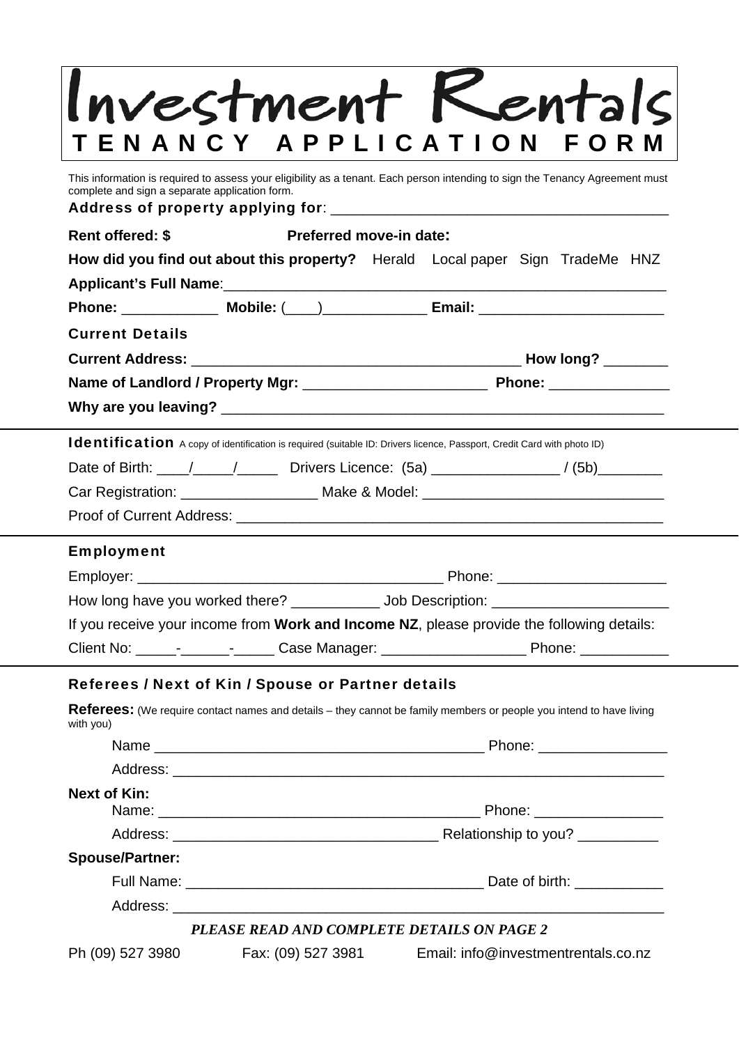# Investment Rentals
## TENANCY APPLICATION FORM

This information is required to assess your eligibility as a tenant. Each person intending to sign the Tenancy Agreement must complete and sign a separate application form.

**Address of property applying for**: ________________________________________

**Rent offered: $** **Preferred move-in date:**

**How did you find out about this property?** Herald Local paper Sign TradeMe HNZ

**Applicant's Full Name**:________________________________________________________

**Phone:** ____________ **Mobile:** (____)_____________ **Email:** _______________________

### Current Details

**Current Address:** __________________________________________ **How long?** ________

**Name of Landlord / Property Mgr:** _______________________ **Phone:** _______________

**Why are you leaving?** _________________________________________________________

### Identification

A copy of identification is required (suitable ID: Drivers licence, Passport, Credit Card with photo ID)

Date of Birth: ____/_____/_____ Drivers Licence: (5a) ________________ / (5b)________

Car Registration: _________________ Make & Model: ______________________________

Proof of Current Address: ____________________________________________________

### Employment

Employer: ______________________________________ Phone: _____________________

How long have you worked there? ___________ Job Description: ______________________

If you receive your income from **Work and Income NZ**, please provide the following details:

Client No: _____-______-_____ Case Manager: __________________ Phone: ___________

### Referees / Next of Kin / Spouse or Partner details

**Referees:** (We require contact names and details – they cannot be family members or people you intend to have living with you)

Name __________________________________________ Phone: ________________

Address: ______________________________________________________________

**Next of Kin:**

Name: _________________________________________ Phone: ________________

Address: _________________________________ Relationship to you? __________

**Spouse/Partner:**

Full Name: ______________________________________ Date of birth: ___________

Address: ______________________________________________________________

***PLEASE READ AND COMPLETE DETAILS ON PAGE 2***

Ph (09) 527 3980 Fax: (09) 527 3981 Email: info@investmentrentals.co.nz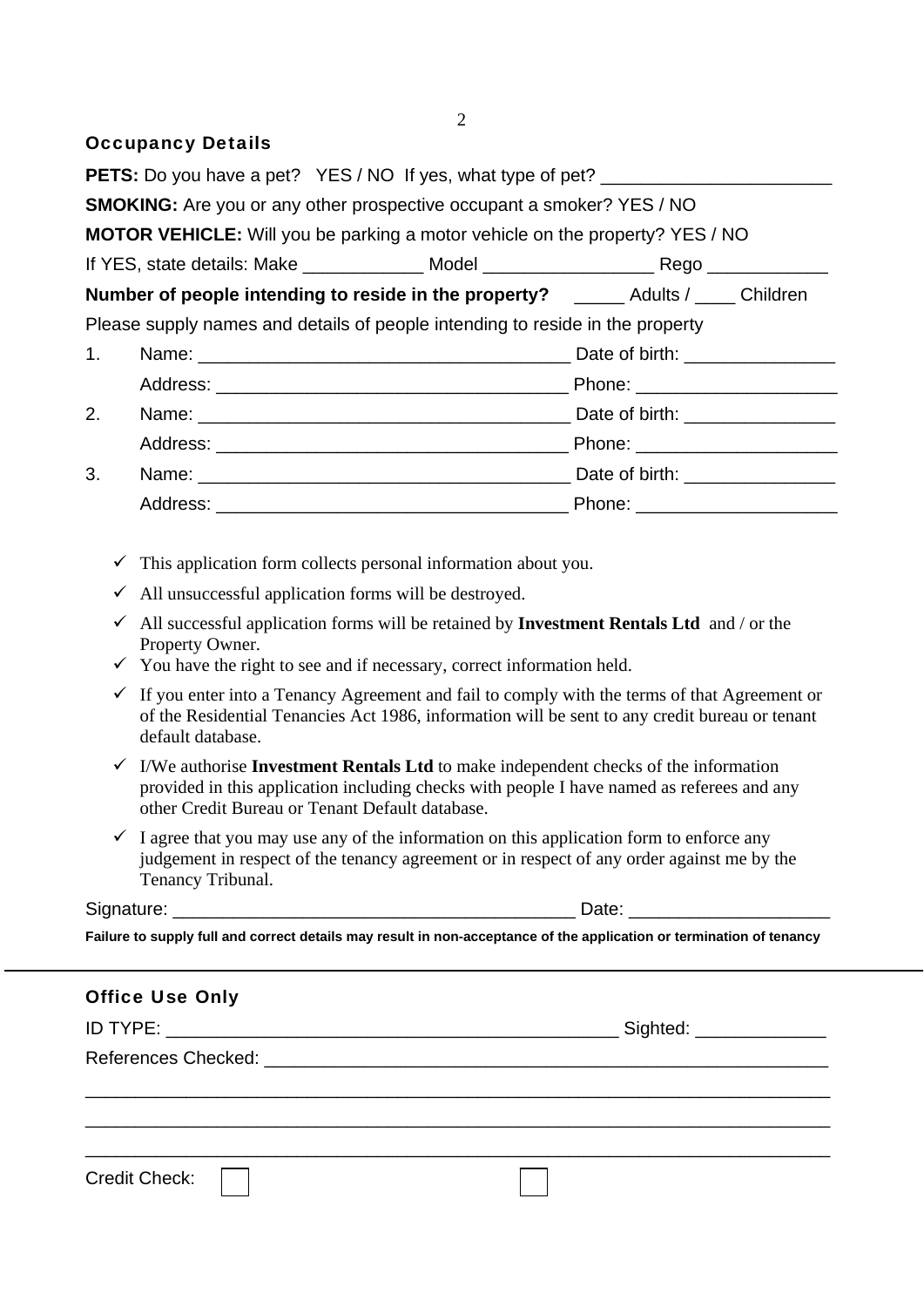## Occupancy Details

**PETS:** Do you have a pet? YES / NO If yes, what type of pet? ______________________

**SMOKING:** Are you or any other prospective occupant a smoker? YES / NO

**MOTOR VEHICLE:** Will you be parking a motor vehicle on the property? YES / NO

If YES, state details: Make ____________ Model ________________ Rego ____________

**Number of people intending to reside in the property?** _____ Adults / ____ Children

Please supply names and details of people intending to reside in the property

1. Name: ____________________________________ Date of birth: _______________
   Address: __________________________________ Phone: ___________________
2. Name: ____________________________________ Date of birth: _______________
   Address: __________________________________ Phone: ___________________
3. Name: ____________________________________ Date of birth: _______________
   Address: __________________________________ Phone: ___________________

- ✓ This application form collects personal information about you.
- ✓ All unsuccessful application forms will be destroyed.
- ✓ All successful application forms will be retained by **Investment Rentals Ltd** and / or the Property Owner.
- ✓ You have the right to see and if necessary, correct information held.
- ✓ If you enter into a Tenancy Agreement and fail to comply with the terms of that Agreement or of the Residential Tenancies Act 1986, information will be sent to any credit bureau or tenant default database.
- ✓ I/We authorise **Investment Rentals Ltd** to make independent checks of the information provided in this application including checks with people I have named as referees and any other Credit Bureau or Tenant Default database.
- ✓ I agree that you may use any of the information on this application form to enforce any judgement in respect of the tenancy agreement or in respect of any order against me by the Tenancy Tribunal.

Signature: ________________________________________ Date: ___________________

**Failure to supply full and correct details may result in non-acceptance of the application or termination of tenancy**

---

## Office Use Only

ID TYPE: _____________________________________________ Sighted: _____________

References Checked: _________________________________________________________

___________________________________________________________________________

___________________________________________________________________________

___________________________________________________________________________

Credit Check: ☐ ☐